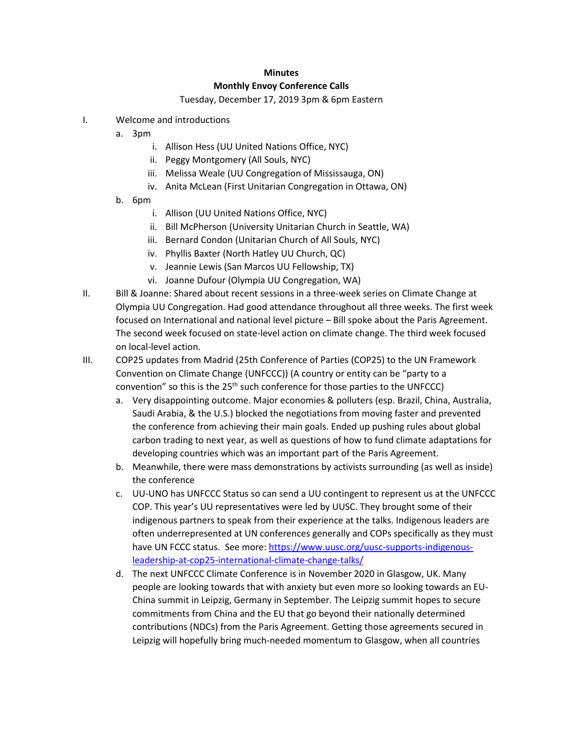**Minutes**

**Monthly Envoy Conference Calls**

Tuesday, December 17, 2019 3pm & 6pm Eastern

I. Welcome and introductions
   a. 3pm
      i. Allison Hess (UU United Nations Office, NYC)
      ii. Peggy Montgomery (All Souls, NYC)
      iii. Melissa Weale (UU Congregation of Mississauga, ON)
      iv. Anita McLean (First Unitarian Congregation in Ottawa, ON)
   b. 6pm
      i. Allison (UU United Nations Office, NYC)
      ii. Bill McPherson (University Unitarian Church in Seattle, WA)
      iii. Bernard Condon (Unitarian Church of All Souls, NYC)
      iv. Phyllis Baxter (North Hatley UU Church, QC)
      v. Jeannie Lewis (San Marcos UU Fellowship, TX)
      vi. Joanne Dufour (Olympia UU Congregation, WA)

II. Bill & Joanne: Shared about recent sessions in a three-week series on Climate Change at Olympia UU Congregation. Had good attendance throughout all three weeks. The first week focused on International and national level picture – Bill spoke about the Paris Agreement. The second week focused on state-level action on climate change. The third week focused on local-level action.

III. COP25 updates from Madrid (25th Conference of Parties (COP25) to the UN Framework Convention on Climate Change (UNFCCC)) (A country or entity can be "party to a convention" so this is the 25th such conference for those parties to the UNFCCC)
   a. Very disappointing outcome. Major economies & polluters (esp. Brazil, China, Australia, Saudi Arabia, & the U.S.) blocked the negotiations from moving faster and prevented the conference from achieving their main goals. Ended up pushing rules about global carbon trading to next year, as well as questions of how to fund climate adaptations for developing countries which was an important part of the Paris Agreement.
   b. Meanwhile, there were mass demonstrations by activists surrounding (as well as inside) the conference
   c. UU-UNO has UNFCCC Status so can send a UU contingent to represent us at the UNFCCC COP. This year's UU representatives were led by UUSC. They brought some of their indigenous partners to speak from their experience at the talks. Indigenous leaders are often underrepresented at UN conferences generally and COPs specifically as they must have UN FCCC status. See more: [https://www.uusc.org/uusc-supports-indigenous-leadership-at-cop25-international-climate-change-talks/](https://www.uusc.org/uusc-supports-indigenous-leadership-at-cop25-international-climate-change-talks/)
   d. The next UNFCCC Climate Conference is in November 2020 in Glasgow, UK. Many people are looking towards that with anxiety but even more so looking towards an EU-China summit in Leipzig, Germany in September. The Leipzig summit hopes to secure commitments from China and the EU that go beyond their nationally determined contributions (NDCs) from the Paris Agreement. Getting those agreements secured in Leipzig will hopefully bring much-needed momentum to Glasgow, when all countries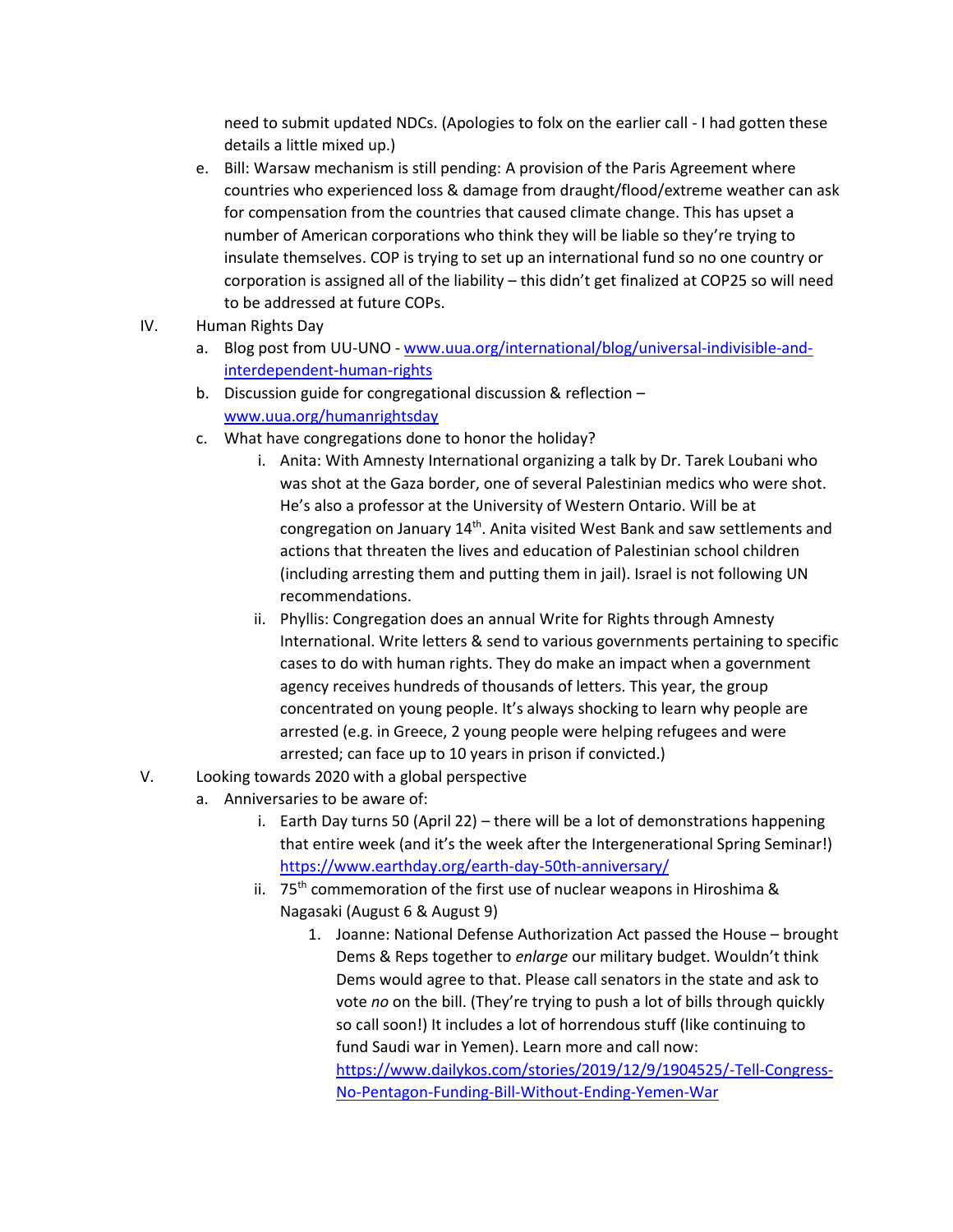need to submit updated NDCs. (Apologies to folx on the earlier call - I had gotten these details a little mixed up.)

e. Bill: Warsaw mechanism is still pending: A provision of the Paris Agreement where countries who experienced loss & damage from draught/flood/extreme weather can ask for compensation from the countries that caused climate change. This has upset a number of American corporations who think they will be liable so they're trying to insulate themselves. COP is trying to set up an international fund so no one country or corporation is assigned all of the liability – this didn't get finalized at COP25 so will need to be addressed at future COPs.

IV. Human Rights Day

a. Blog post from UU-UNO - [www.uua.org/international/blog/universal-indivisible-and-interdependent-human-rights](www.uua.org/international/blog/universal-indivisible-and-interdependent-human-rights)

b. Discussion guide for congregational discussion & reflection – [www.uua.org/humanrightsday](www.uua.org/humanrightsday)

c. What have congregations done to honor the holiday?

i. Anita: With Amnesty International organizing a talk by Dr. Tarek Loubani who was shot at the Gaza border, one of several Palestinian medics who were shot. He's also a professor at the University of Western Ontario. Will be at congregation on January 14th. Anita visited West Bank and saw settlements and actions that threaten the lives and education of Palestinian school children (including arresting them and putting them in jail). Israel is not following UN recommendations.

ii. Phyllis: Congregation does an annual Write for Rights through Amnesty International. Write letters & send to various governments pertaining to specific cases to do with human rights. They do make an impact when a government agency receives hundreds of thousands of letters. This year, the group concentrated on young people. It's always shocking to learn why people are arrested (e.g. in Greece, 2 young people were helping refugees and were arrested; can face up to 10 years in prison if convicted.)

V. Looking towards 2020 with a global perspective

a. Anniversaries to be aware of:

i. Earth Day turns 50 (April 22) – there will be a lot of demonstrations happening that entire week (and it's the week after the Intergenerational Spring Seminar!) [https://www.earthday.org/earth-day-50th-anniversary/](https://www.earthday.org/earth-day-50th-anniversary/)

ii. 75th commemoration of the first use of nuclear weapons in Hiroshima & Nagasaki (August 6 & August 9)

1. Joanne: National Defense Authorization Act passed the House – brought Dems & Reps together to *enlarge* our military budget. Wouldn't think Dems would agree to that. Please call senators in the state and ask to vote *no* on the bill. (They're trying to push a lot of bills through quickly so call soon!) It includes a lot of horrendous stuff (like continuing to fund Saudi war in Yemen). Learn more and call now: [https://www.dailykos.com/stories/2019/12/9/1904525/-Tell-Congress-No-Pentagon-Funding-Bill-Without-Ending-Yemen-War](https://www.dailykos.com/stories/2019/12/9/1904525/-Tell-Congress-No-Pentagon-Funding-Bill-Without-Ending-Yemen-War)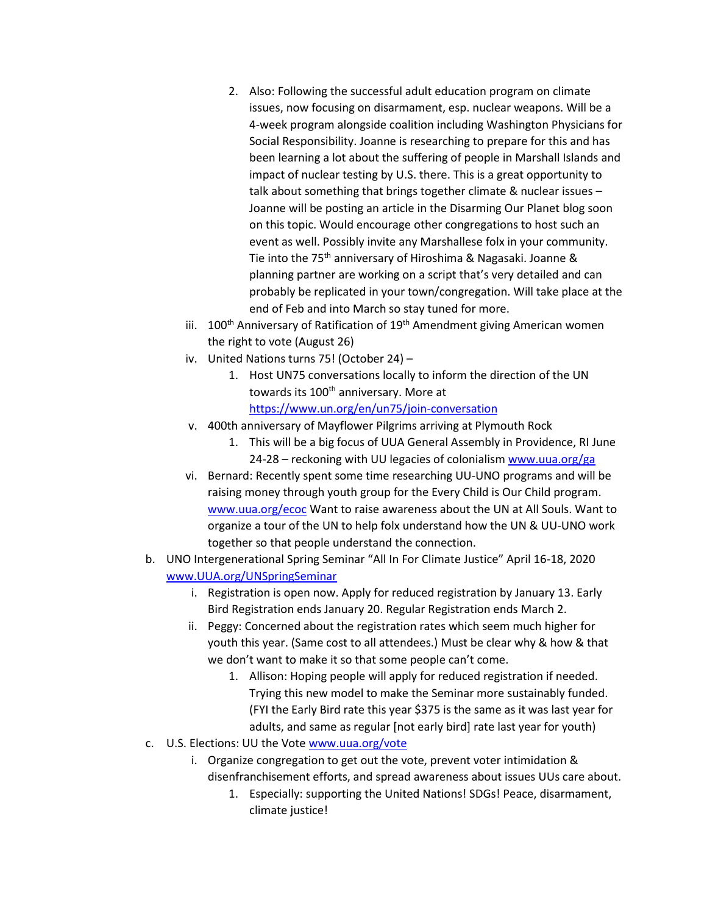2. Also: Following the successful adult education program on climate issues, now focusing on disarmament, esp. nuclear weapons. Will be a 4-week program alongside coalition including Washington Physicians for Social Responsibility. Joanne is researching to prepare for this and has been learning a lot about the suffering of people in Marshall Islands and impact of nuclear testing by U.S. there. This is a great opportunity to talk about something that brings together climate & nuclear issues – Joanne will be posting an article in the Disarming Our Planet blog soon on this topic. Would encourage other congregations to host such an event as well. Possibly invite any Marshallese folx in your community. Tie into the 75th anniversary of Hiroshima & Nagasaki. Joanne & planning partner are working on a script that's very detailed and can probably be replicated in your town/congregation. Will take place at the end of Feb and into March so stay tuned for more.

iii. 100th Anniversary of Ratification of 19th Amendment giving American women the right to vote (August 26)

iv. United Nations turns 75! (October 24) –
   1. Host UN75 conversations locally to inform the direction of the UN towards its 100th anniversary. More at https://www.un.org/en/un75/join-conversation

v. 400th anniversary of Mayflower Pilgrims arriving at Plymouth Rock
   1. This will be a big focus of UUA General Assembly in Providence, RI June 24-28 – reckoning with UU legacies of colonialism www.uua.org/ga

vi. Bernard: Recently spent some time researching UU-UNO programs and will be raising money through youth group for the Every Child is Our Child program. www.uua.org/ecoc Want to raise awareness about the UN at All Souls. Want to organize a tour of the UN to help folx understand how the UN & UU-UNO work together so that people understand the connection.

b. UNO Intergenerational Spring Seminar "All In For Climate Justice" April 16-18, 2020 www.UUA.org/UNSpringSeminar
   i. Registration is open now. Apply for reduced registration by January 13. Early Bird Registration ends January 20. Regular Registration ends March 2.
   ii. Peggy: Concerned about the registration rates which seem much higher for youth this year. (Same cost to all attendees.) Must be clear why & how & that we don't want to make it so that some people can't come.
      1. Allison: Hoping people will apply for reduced registration if needed. Trying this new model to make the Seminar more sustainably funded. (FYI the Early Bird rate this year $375 is the same as it was last year for adults, and same as regular [not early bird] rate last year for youth)

c. U.S. Elections: UU the Vote www.uua.org/vote
   i. Organize congregation to get out the vote, prevent voter intimidation & disenfranchisement efforts, and spread awareness about issues UUs care about.
      1. Especially: supporting the United Nations! SDGs! Peace, disarmament, climate justice!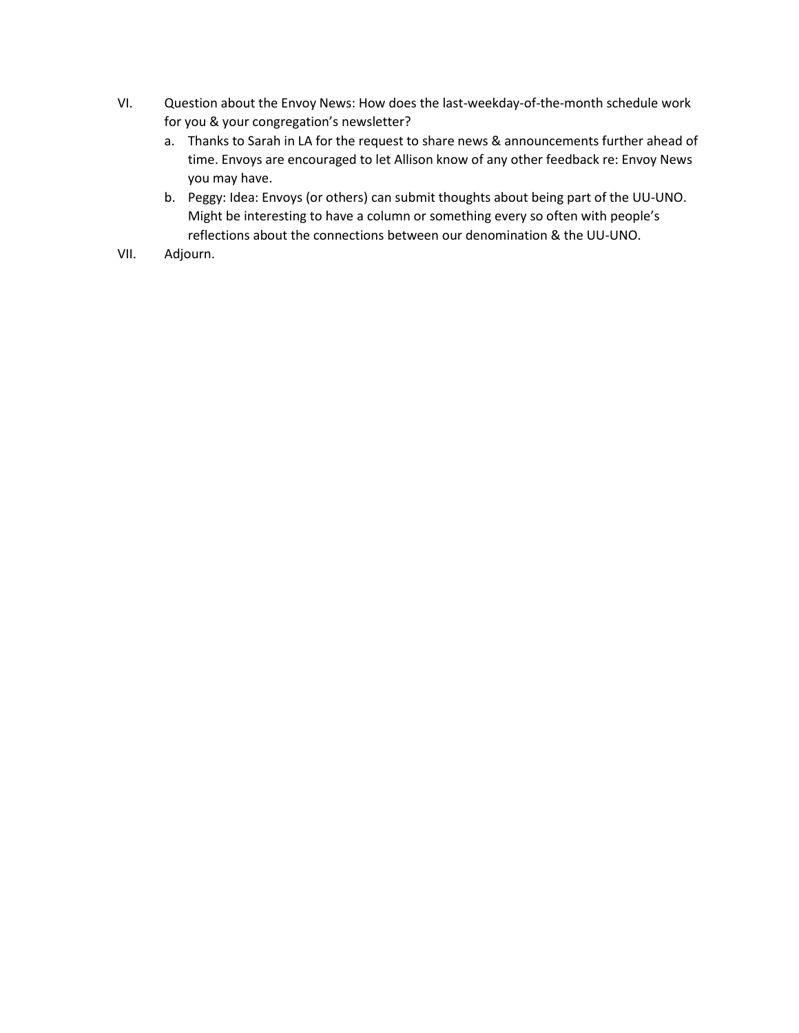VI. Question about the Envoy News: How does the last-weekday-of-the-month schedule work for you & your congregation's newsletter?
   a. Thanks to Sarah in LA for the request to share news & announcements further ahead of time. Envoys are encouraged to let Allison know of any other feedback re: Envoy News you may have.
   b. Peggy: Idea: Envoys (or others) can submit thoughts about being part of the UU-UNO. Might be interesting to have a column or something every so often with people's reflections about the connections between our denomination & the UU-UNO.

VII. Adjourn.